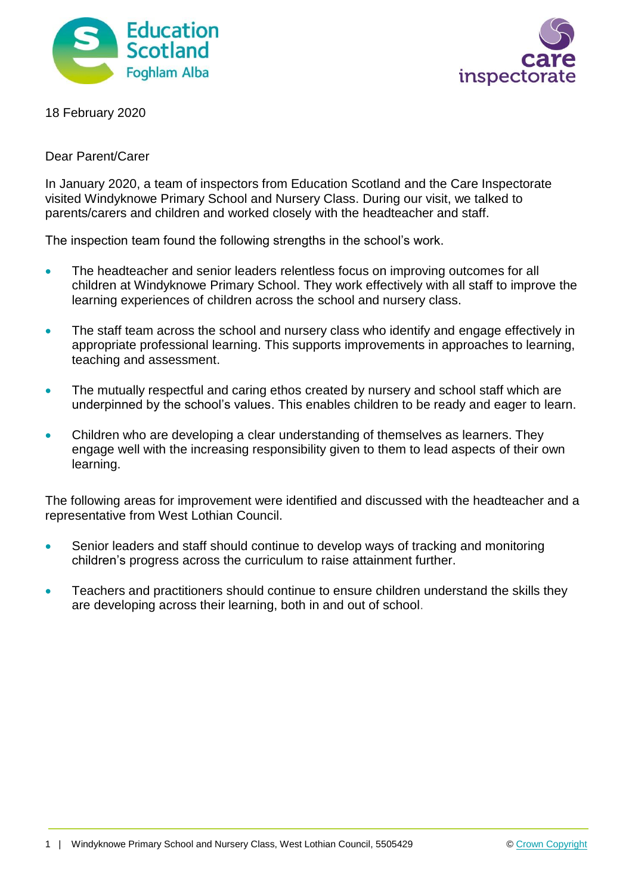18 February 2020

Dear Parent/Carer

In January 2020, a team of inspectors from Education Scotland and the Care Inspectorate visited Windyknowe Primary School and Nursery Class. During our visit, we talked to parents/carers and children and worked closely with the headteacher and staff.

The inspection team found the following strengths in the school's work.

- The headteacher and senior leaders relentless focus on improving outcomes for all children at Windyknowe Primary School. They work effectively with all staff to improve the learning experiences of children across the school and nursery class.
- The staff team across the school and nursery class who identify and engage effectively in appropriate professional learning. This supports improvements in approaches to learning, teaching and assessment.
- The mutually respectful and caring ethos created by nursery and school staff which are underpinned by the school's values. This enables children to be ready and eager to learn.
- Children who are developing a clear understanding of themselves as learners. They engage well with the increasing responsibility given to them to lead aspects of their own learning.

The following areas for improvement were identified and discussed with the headteacher and a representative from West Lothian Council.

- Senior leaders and staff should continue to develop ways of tracking and monitoring children's progress across the curriculum to raise attainment further.
- Teachers and practitioners should continue to ensure children understand the skills they are developing across their learning, both in and out of school.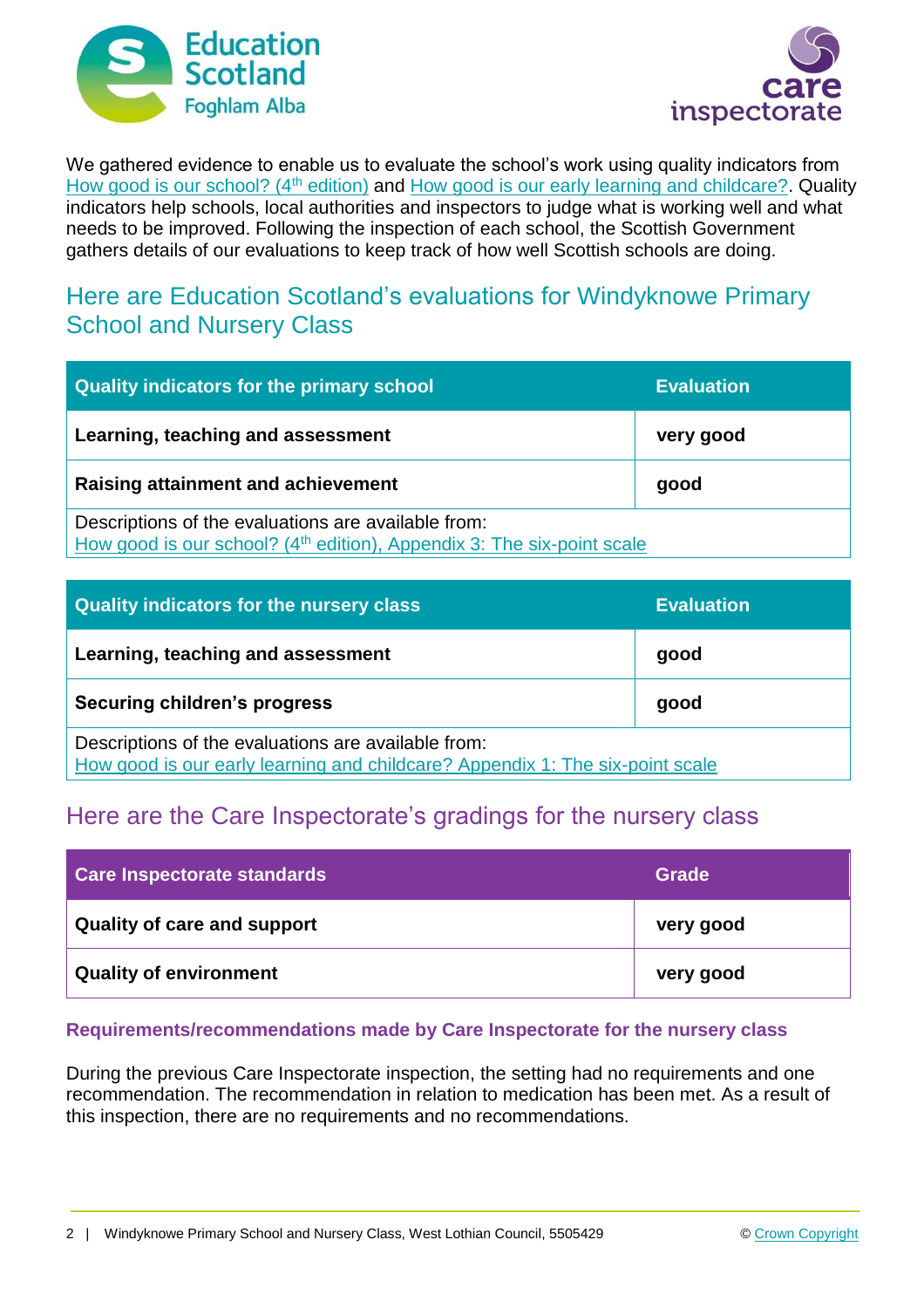We gathered evidence to enable us to evaluate the school's work using quality indicators from How good is our school? (4th edition) and How good is our early learning and childcare?. Quality indicators help schools, local authorities and inspectors to judge what is working well and what needs to be improved. Following the inspection of each school, the Scottish Government gathers details of our evaluations to keep track of how well Scottish schools are doing.

## Here are Education Scotland's evaluations for Windyknowe Primary School and Nursery Class

| Quality indicators for the primary school | Evaluation |
|---|---|
| **Learning, teaching and assessment** | **very good** |
| **Raising attainment and achievement** | **good** |
| Descriptions of the evaluations are available from: How good is our school? (4th edition), Appendix 3: The six-point scale | |

| Quality indicators for the nursery class | Evaluation |
|---|---|
| **Learning, teaching and assessment** | **good** |
| **Securing children's progress** | **good** |
| Descriptions of the evaluations are available from: How good is our early learning and childcare? Appendix 1: The six-point scale | |

## Here are the Care Inspectorate's gradings for the nursery class

| Care Inspectorate standards | Grade |
|---|---|
| **Quality of care and support** | **very good** |
| **Quality of environment** | **very good** |

### Requirements/recommendations made by Care Inspectorate for the nursery class

During the previous Care Inspectorate inspection, the setting had no requirements and one recommendation. The recommendation in relation to medication has been met. As a result of this inspection, there are no requirements and no recommendations.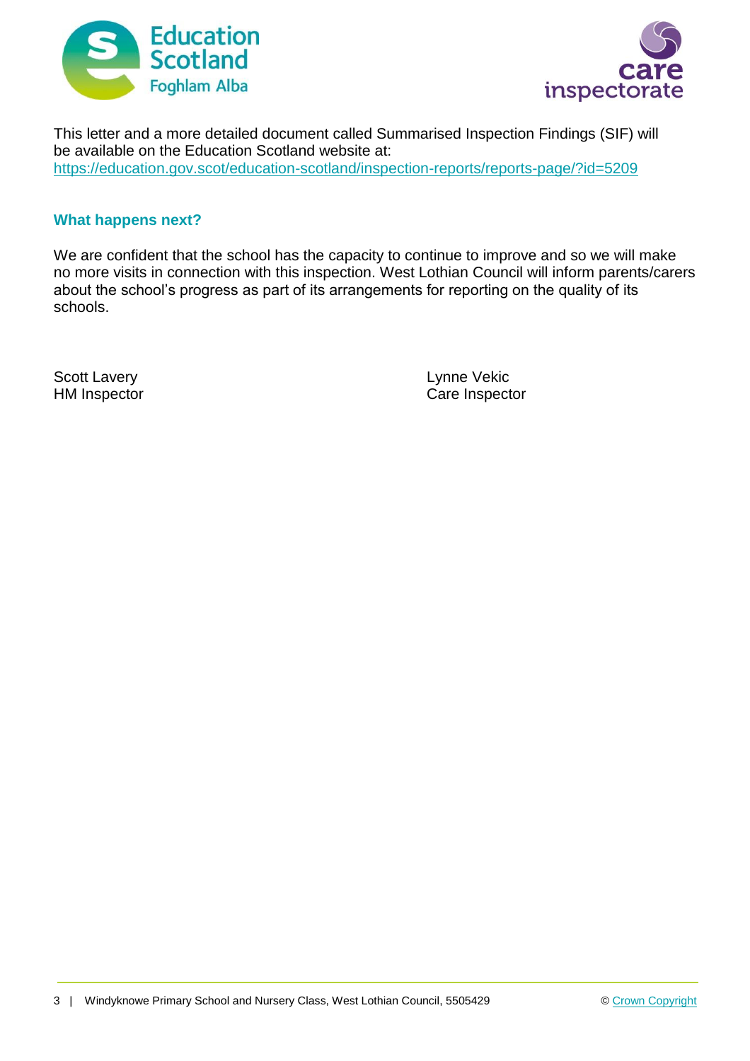This letter and a more detailed document called Summarised Inspection Findings (SIF) will be available on the Education Scotland website at: https://education.gov.scot/education-scotland/inspection-reports/reports-page/?id=5209

## What happens next?

We are confident that the school has the capacity to continue to improve and so we will make no more visits in connection with this inspection. West Lothian Council will inform parents/carers about the school's progress as part of its arrangements for reporting on the quality of its schools.

Scott Lavery
HM Inspector

Lynne Vekic
Care Inspector